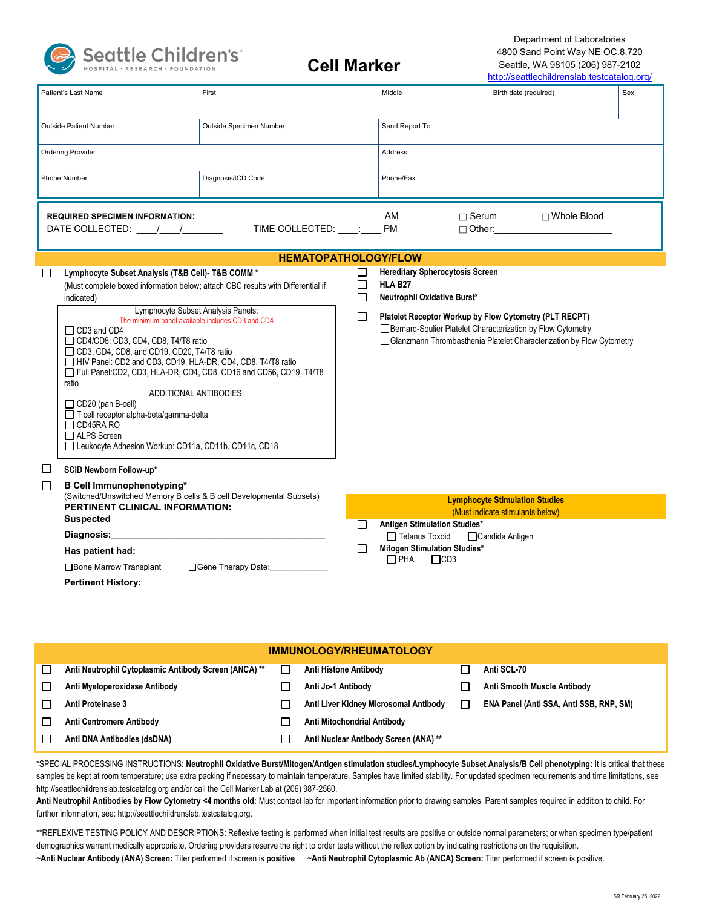Seattle Children's
HOSPITAL · RESEARCH · FOUNDATION

# Cell Marker

Department of Laboratories
4800 Sand Point Way NE OC.8.720
Seattle, WA 98105 (206) 987-2102
http://seattlechildrenslab.testcatalog.org/

| Patient's Last Name | First | Middle | Birth date (required) | Sex |
|---|---|---|---|---|
| Outside Patient Number | Outside Specimen Number | Send Report To | | |
| Ordering Provider | | Address | | |
| Phone Number | Diagnosis/ICD Code | Phone/Fax | | |

**REQUIRED SPECIMEN INFORMATION:**
DATE COLLECTED: ____/____/________ TIME COLLECTED: ____:____ AM PM
☐ Serum ☐ Whole Blood
☐ Other:____________________

## HEMATOPATHOLOGY/FLOW

☐ **Lymphocyte Subset Analysis (T&B Cell)- T&B COMM \***
(Must complete boxed information below; attach CBC results with Differential if indicated)

Lymphocyte Subset Analysis Panels:
The minimum panel available includes CD3 and CD4
- ☐ CD3 and CD4
- ☐ CD4/CD8: CD3, CD4, CD8, T4/T8 ratio
- ☐ CD3, CD4, CD8, and CD19, CD20, T4/T8 ratio
- ☐ HIV Panel: CD2 and CD3, CD19, HLA-DR, CD4, CD8, T4/T8 ratio
- ☐ Full Panel:CD2, CD3, HLA-DR, CD4, CD8, CD16 and CD56, CD19, T4/T8 ratio

ADDITIONAL ANTIBODIES:
- ☐ CD20 (pan B-cell)
- ☐ T cell receptor alpha-beta/gamma-delta
- ☐ CD45RA RO
- ☐ ALPS Screen
- ☐ Leukocyte Adhesion Workup: CD11a, CD11b, CD11c, CD18

☐ **SCID Newborn Follow-up\***

☐ **B Cell Immunophenotyping\***
(Switched/Unswitched Memory B cells & B cell Developmental Subsets)

**PERTINENT CLINICAL INFORMATION:**
**Suspected Diagnosis:**____________________________________
**Has patient had:**
☐Bone Marrow Transplant ☐Gene Therapy Date:____________
**Pertinent History:**

☐ **Hereditary Spherocytosis Screen**
☐ **HLA B27**
☐ **Neutrophil Oxidative Burst\***

☐ **Platelet Receptor Workup by Flow Cytometry (PLT RECPT)**
- ☐Bernard-Soulier Platelet Characterization by Flow Cytometry
- ☐Glanzmann Thrombasthenia Platelet Characterization by Flow Cytometry

**Lymphocyte Stimulation Studies**
(Must indicate stimulants below)

☐ **Antigen Stimulation Studies\***
☐ Tetanus Toxoid ☐Candida Antigen

☐ **Mitogen Stimulation Studies\***
☐ PHA ☐CD3

## IMMUNOLOGY/RHEUMATOLOGY

| | | |
|---|---|---|
| ☐ **Anti Neutrophil Cytoplasmic Antibody Screen (ANCA) \*\*** | ☐ **Anti Histone Antibody** | ☐ **Anti SCL-70** |
| ☐ **Anti Myeloperoxidase Antibody** | ☐ **Anti Jo-1 Antibody** | ☐ **Anti Smooth Muscle Antibody** |
| ☐ **Anti Proteinase 3** | ☐ **Anti Liver Kidney Microsomal Antibody** | ☐ **ENA Panel (Anti SSA, Anti SSB, RNP, SM)** |
| ☐ **Anti Centromere Antibody** | ☐ **Anti Mitochondrial Antibody** | |
| ☐ **Anti DNA Antibodies (dsDNA)** | ☐ **Anti Nuclear Antibody Screen (ANA) \*\*** | |

\*SPECIAL PROCESSING INSTRUCTIONS: **Neutrophil Oxidative Burst/Mitogen/Antigen stimulation studies/Lymphocyte Subset Analysis/B Cell phenotyping:** It is critical that these samples be kept at room temperature; use extra packing if necessary to maintain temperature. Samples have limited stability. For updated specimen requirements and time limitations, see http://seattlechildrenslab.testcatalog.org and/or call the Cell Marker Lab at (206) 987-2560.
**Anti Neutrophil Antibodies by Flow Cytometry <4 months old:** Must contact lab for important information prior to drawing samples. Parent samples required in addition to child. For further information, see: http://seattlechildrenslab.testcatalog.org.

\*\*REFLEXIVE TESTING POLICY AND DESCRIPTIONS: Reflexive testing is performed when initial test results are positive or outside normal parameters; or when specimen type/patient demographics warrant medically appropriate. Ordering providers reserve the right to order tests without the reflex option by indicating restrictions on the requisition.
**~Anti Nuclear Antibody (ANA) Screen:** Titer performed if screen is **positive** **~Anti Neutrophil Cytoplasmic Ab (ANCA) Screen:** Titer performed if screen is positive.

SR February 25, 2022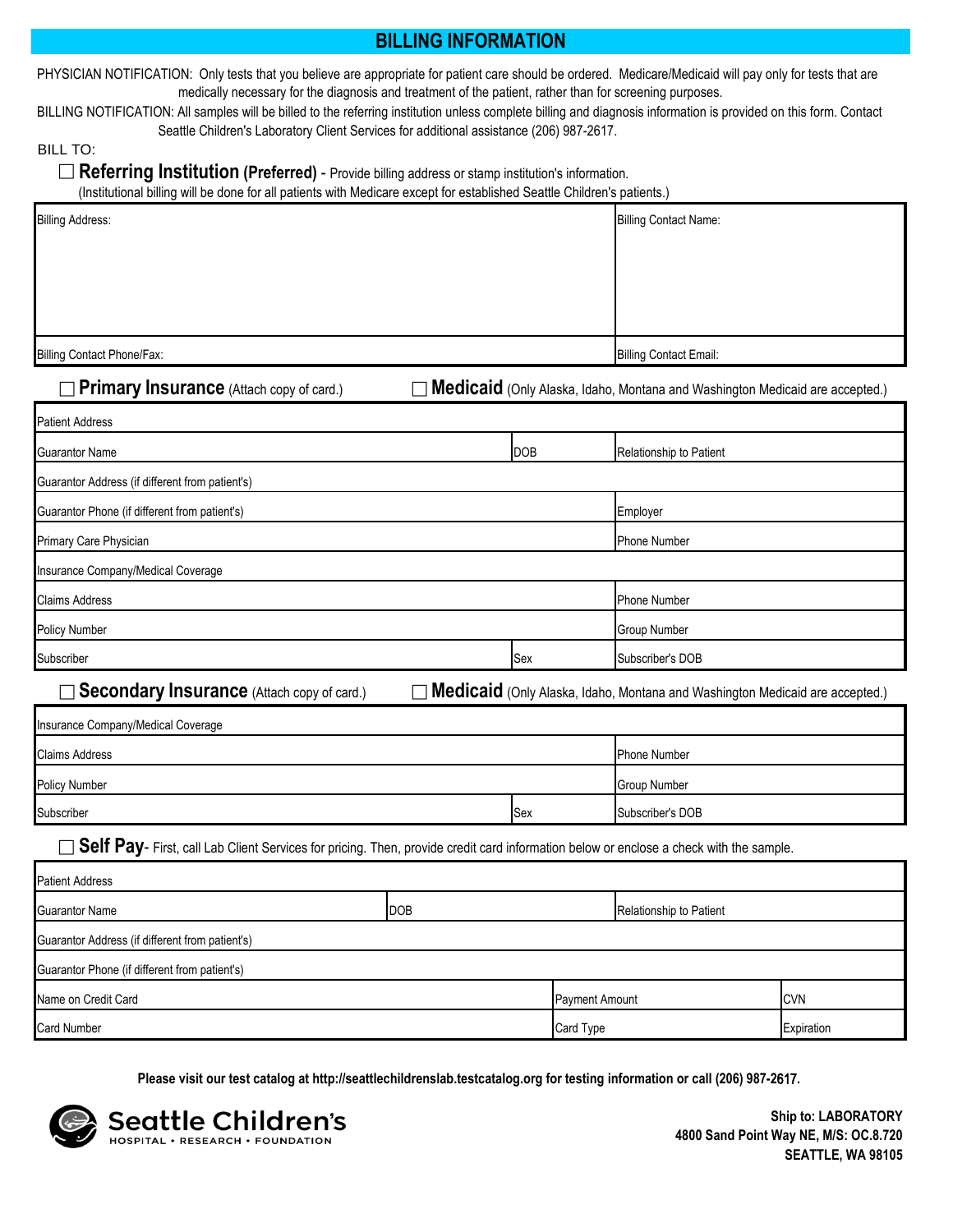## BILLING INFORMATION

PHYSICIAN NOTIFICATION: Only tests that you believe are appropriate for patient care should be ordered. Medicare/Medicaid will pay only for tests that are medically necessary for the diagnosis and treatment of the patient, rather than for screening purposes.

BILLING NOTIFICATION: All samples will be billed to the referring institution unless complete billing and diagnosis information is provided on this form. Contact Seattle Children's Laboratory Client Services for additional assistance (206) 987-2617.

BILL TO:

☐ **Referring Institution (Preferred)** - Provide billing address or stamp institution's information.
(Institutional billing will be done for all patients with Medicare except for established Seattle Children's patients.)

| | |
|---|---|
| Billing Address: | Billing Contact Name: |
| Billing Contact Phone/Fax: | Billing Contact Email: |

☐ **Primary Insurance** (Attach copy of card.) ☐ **Medicaid** (Only Alaska, Idaho, Montana and Washington Medicaid are accepted.)

| | | |
|---|---|---|
| Patient Address | | |
| Guarantor Name | DOB | Relationship to Patient |
| Guarantor Address (if different from patient's) | | |
| Guarantor Phone (if different from patient's) | | Employer |
| Primary Care Physician | | Phone Number |
| Insurance Company/Medical Coverage | | |
| Claims Address | | Phone Number |
| Policy Number | | Group Number |
| Subscriber | Sex | Subscriber's DOB |

☐ **Secondary Insurance** (Attach copy of card.) ☐ **Medicaid** (Only Alaska, Idaho, Montana and Washington Medicaid are accepted.)

| | | |
|---|---|---|
| Insurance Company/Medical Coverage | | |
| Claims Address | | Phone Number |
| Policy Number | | Group Number |
| Subscriber | Sex | Subscriber's DOB |

☐ **Self Pay**- First, call Lab Client Services for pricing. Then, provide credit card information below or enclose a check with the sample.

| | | | |
|---|---|---|---|
| Patient Address | | | |
| Guarantor Name | DOB | Relationship to Patient | |
| Guarantor Address (if different from patient's) | | | |
| Guarantor Phone (if different from patient's) | | | |
| Name on Credit Card | Payment Amount | | CVN |
| Card Number | Card Type | | Expiration |

**Please visit our test catalog at http://seattlechildrenslab.testcatalog.org for testing information or call (206) 987-2617.**

Seattle Children's
HOSPITAL • RESEARCH • FOUNDATION

**Ship to: LABORATORY**
**4800 Sand Point Way NE, M/S: OC.8.720**
**SEATTLE, WA 98105**